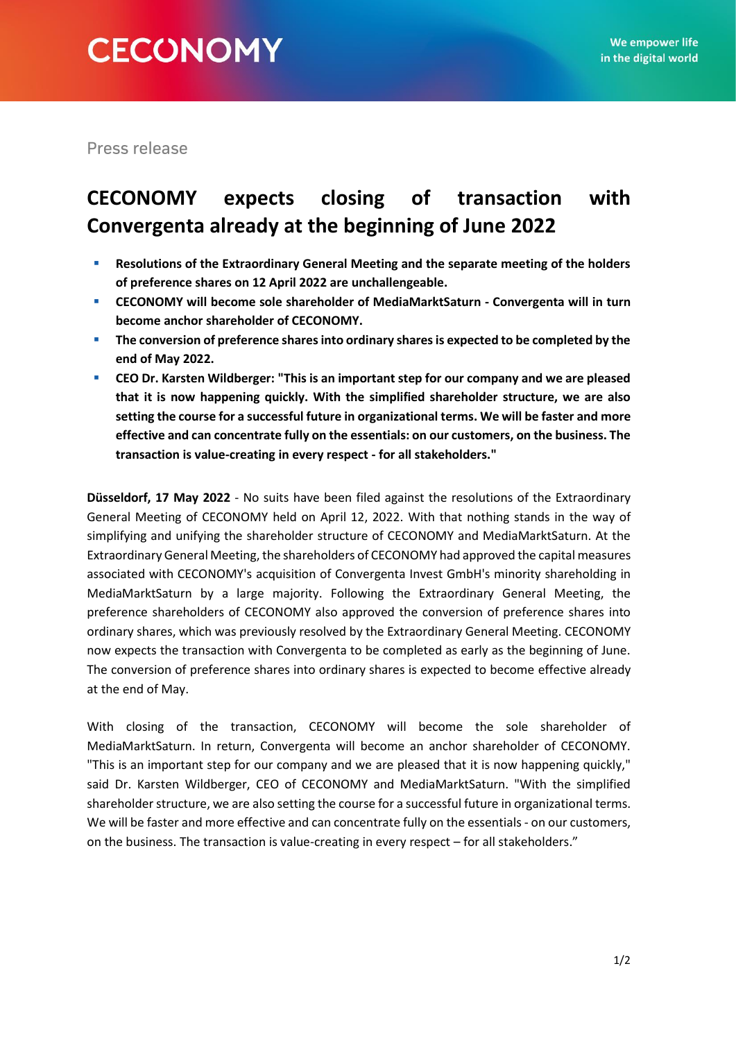CECONOMY

We empower life in the digital world

Press release

# CECONOMY expects closing of transaction with Convergenta already at the beginning of June 2022

- **Resolutions of the Extraordinary General Meeting and the separate meeting of the holders of preference shares on 12 April 2022 are unchallengeable.**
- **CECONOMY will become sole shareholder of MediaMarktSaturn - Convergenta will in turn become anchor shareholder of CECONOMY.**
- **The conversion of preference shares into ordinary shares is expected to be completed by the end of May 2022.**
- **CEO Dr. Karsten Wildberger: "This is an important step for our company and we are pleased that it is now happening quickly. With the simplified shareholder structure, we are also setting the course for a successful future in organizational terms. We will be faster and more effective and can concentrate fully on the essentials: on our customers, on the business. The transaction is value-creating in every respect - for all stakeholders."**

**Düsseldorf, 17 May 2022** - No suits have been filed against the resolutions of the Extraordinary General Meeting of CECONOMY held on April 12, 2022. With that nothing stands in the way of simplifying and unifying the shareholder structure of CECONOMY and MediaMarktSaturn. At the Extraordinary General Meeting, the shareholders of CECONOMY had approved the capital measures associated with CECONOMY's acquisition of Convergenta Invest GmbH's minority shareholding in MediaMarktSaturn by a large majority. Following the Extraordinary General Meeting, the preference shareholders of CECONOMY also approved the conversion of preference shares into ordinary shares, which was previously resolved by the Extraordinary General Meeting. CECONOMY now expects the transaction with Convergenta to be completed as early as the beginning of June. The conversion of preference shares into ordinary shares is expected to become effective already at the end of May.

With closing of the transaction, CECONOMY will become the sole shareholder of MediaMarktSaturn. In return, Convergenta will become an anchor shareholder of CECONOMY. "This is an important step for our company and we are pleased that it is now happening quickly," said Dr. Karsten Wildberger, CEO of CECONOMY and MediaMarktSaturn. "With the simplified shareholder structure, we are also setting the course for a successful future in organizational terms. We will be faster and more effective and can concentrate fully on the essentials - on our customers, on the business. The transaction is value-creating in every respect – for all stakeholders."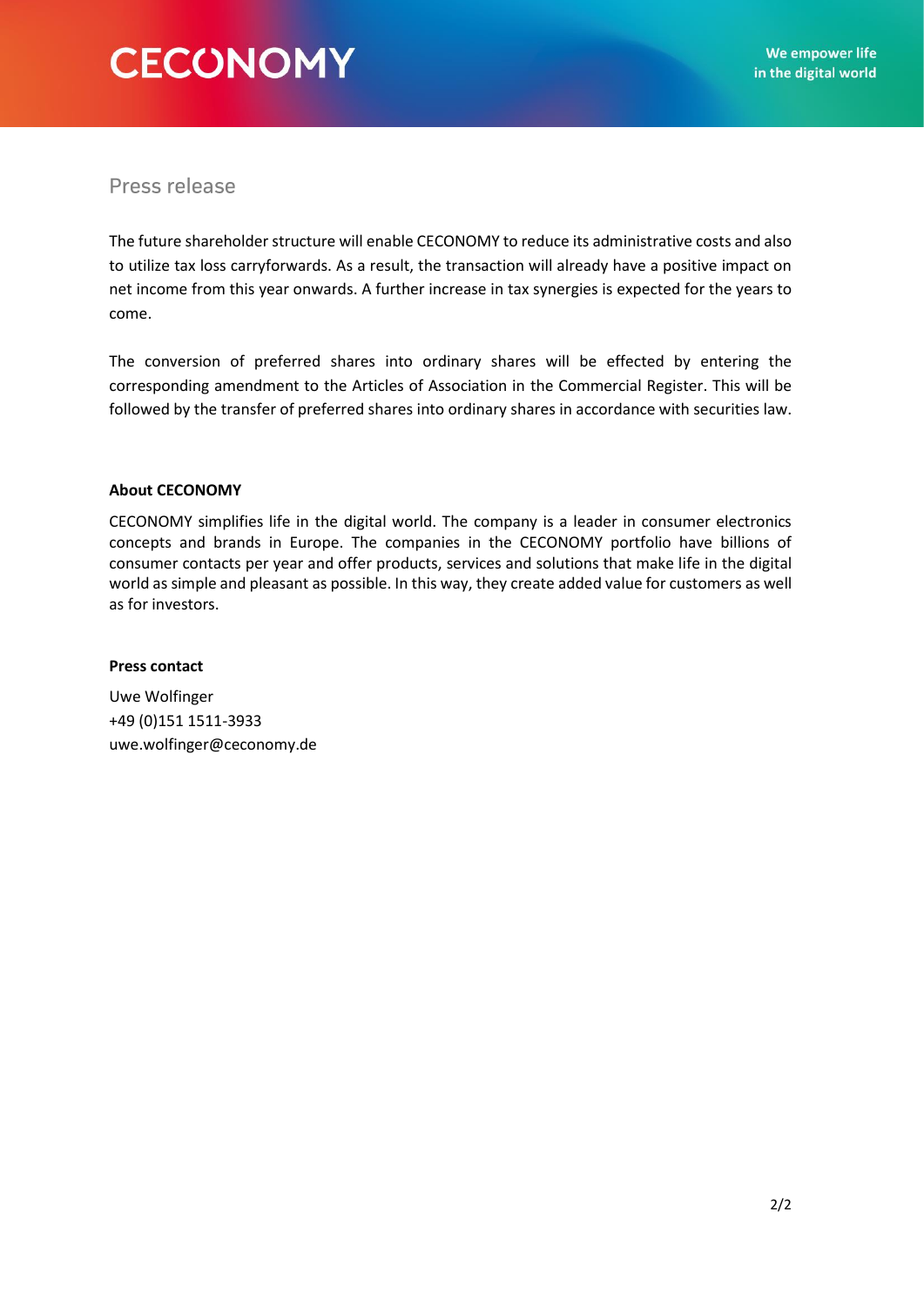Press release

The future shareholder structure will enable CECONOMY to reduce its administrative costs and also to utilize tax loss carryforwards. As a result, the transaction will already have a positive impact on net income from this year onwards. A further increase in tax synergies is expected for the years to come.

The conversion of preferred shares into ordinary shares will be effected by entering the corresponding amendment to the Articles of Association in the Commercial Register. This will be followed by the transfer of preferred shares into ordinary shares in accordance with securities law.

**About CECONOMY**

CECONOMY simplifies life in the digital world. The company is a leader in consumer electronics concepts and brands in Europe. The companies in the CECONOMY portfolio have billions of consumer contacts per year and offer products, services and solutions that make life in the digital world as simple and pleasant as possible. In this way, they create added value for customers as well as for investors.

**Press contact**

Uwe Wolfinger
+49 (0)151 1511-3933
uwe.wolfinger@ceconomy.de